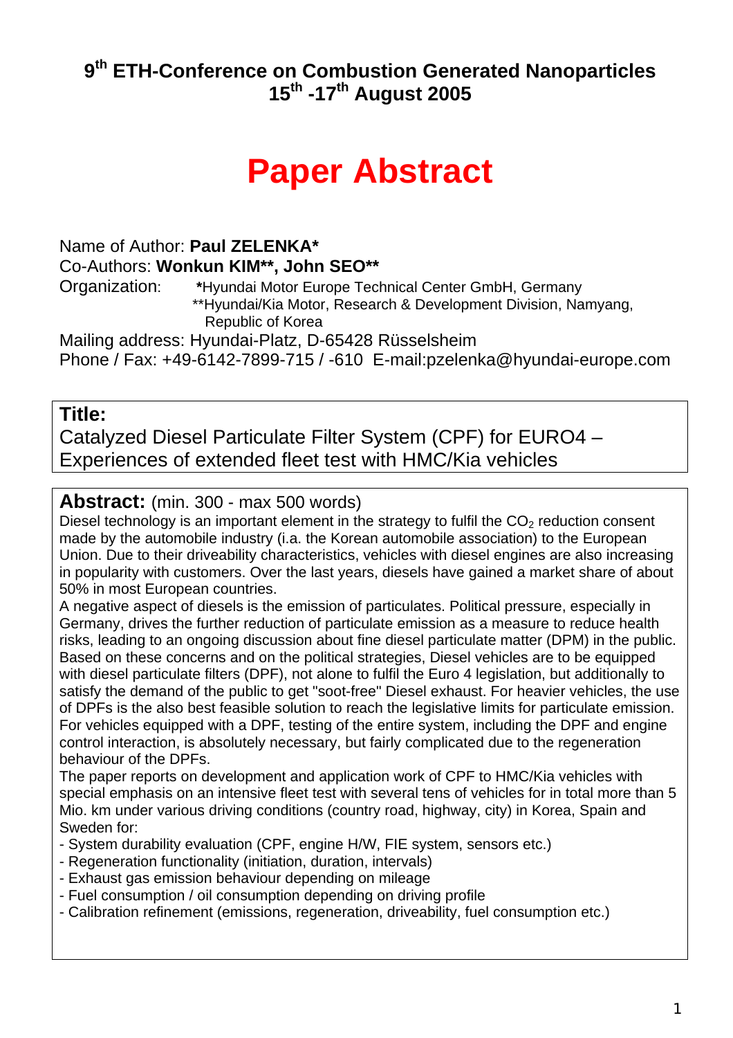# 9th ETH-Conference on Combustion Generated Nanoparticles 15th -17th August 2005

# Paper Abstract

Name of Author: **Paul ZELENKA***

Co-Authors: **Wonkun KIM**, John SEO****

Organization: ***Hyundai Motor Europe Technical Center GmbH, Germany
**Hyundai/Kia Motor, Research & Development Division, Namyang, Republic of Korea

Mailing address: Hyundai-Platz, D-65428 Rüsselsheim

Phone / Fax: +49-6142-7899-715 / -610 E-mail:pzelenka@hyundai-europe.com

## Title:

Catalyzed Diesel Particulate Filter System (CPF) for EURO4 – Experiences of extended fleet test with HMC/Kia vehicles

## Abstract: (min. 300 - max 500 words)

Diesel technology is an important element in the strategy to fulfil the $CO_2$ reduction consent made by the automobile industry (i.a. the Korean automobile association) to the European Union. Due to their driveability characteristics, vehicles with diesel engines are also increasing in popularity with customers. Over the last years, diesels have gained a market share of about 50% in most European countries.

A negative aspect of diesels is the emission of particulates. Political pressure, especially in Germany, drives the further reduction of particulate emission as a measure to reduce health risks, leading to an ongoing discussion about fine diesel particulate matter (DPM) in the public. Based on these concerns and on the political strategies, Diesel vehicles are to be equipped with diesel particulate filters (DPF), not alone to fulfil the Euro 4 legislation, but additionally to satisfy the demand of the public to get "soot-free" Diesel exhaust. For heavier vehicles, the use of DPFs is the also best feasible solution to reach the legislative limits for particulate emission. For vehicles equipped with a DPF, testing of the entire system, including the DPF and engine control interaction, is absolutely necessary, but fairly complicated due to the regeneration behaviour of the DPFs.

The paper reports on development and application work of CPF to HMC/Kia vehicles with special emphasis on an intensive fleet test with several tens of vehicles for in total more than 5 Mio. km under various driving conditions (country road, highway, city) in Korea, Spain and Sweden for:

- System durability evaluation (CPF, engine H/W, FIE system, sensors etc.)
- Regeneration functionality (initiation, duration, intervals)
- Exhaust gas emission behaviour depending on mileage
- Fuel consumption / oil consumption depending on driving profile
- Calibration refinement (emissions, regeneration, driveability, fuel consumption etc.)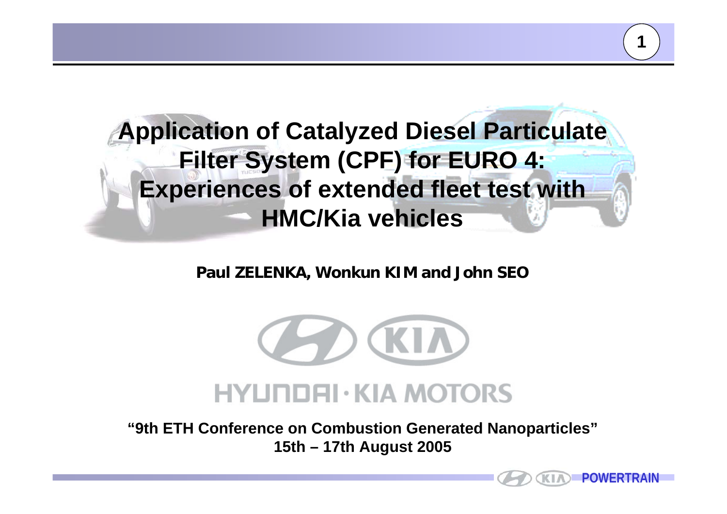# Application of Catalyzed Diesel Particulate Filter System (CPF) for EURO 4: Experiences of extended fleet test with HMC/Kia vehicles

**Paul ZELENKA, Wonkun KIM and John SEO**

HYUNDAI · KIA MOTORS

**"9th ETH Conference on Combustion Generated Nanoparticles"**
**15th – 17th August 2005**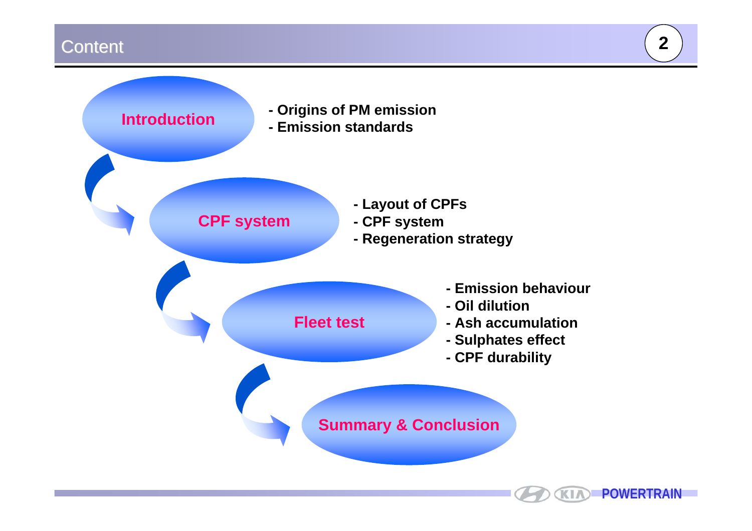# Content

## Introduction

- Origins of PM emission
- Emission standards

## CPF system

- Layout of CPFs
- CPF system
- Regeneration strategy

## Fleet test

- Emission behaviour
- Oil dilution
- Ash accumulation
- Sulphates effect
- CPF durability

## Summary & Conclusion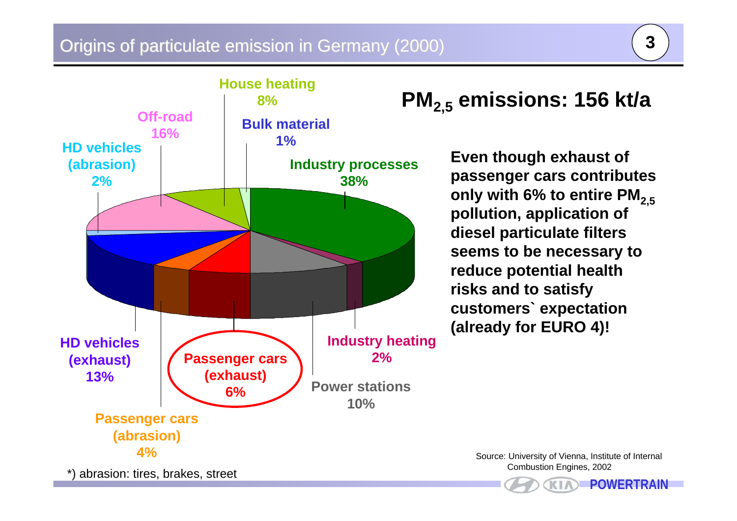# Origins of particulate emission in Germany (2000)

| Source | Share |
| --- | --- |
| Industry processes | 38% |
| Industry heating | 2% |
| Power stations | 10% |
| Passenger cars (exhaust) | 6% |
| Passenger cars (abrasion) | 4% |
| HD vehicles (exhaust) | 13% |
| HD vehicles (abrasion) | 2% |
| Off-road | 16% |
| House heating | 8% |
| Bulk material | 1% |

## $PM_{2,5}$ emissions: 156 kt/a

**Even though exhaust of passenger cars contributes only with 6% to entire $PM_{2,5}$ pollution, application of diesel particulate filters seems to be necessary to reduce potential health risks and to satisfy customers` expectation (already for EURO 4)!**

*) abrasion: tires, brakes, street

Source: University of Vienna, Institute of Internal Combustion Engines, 2002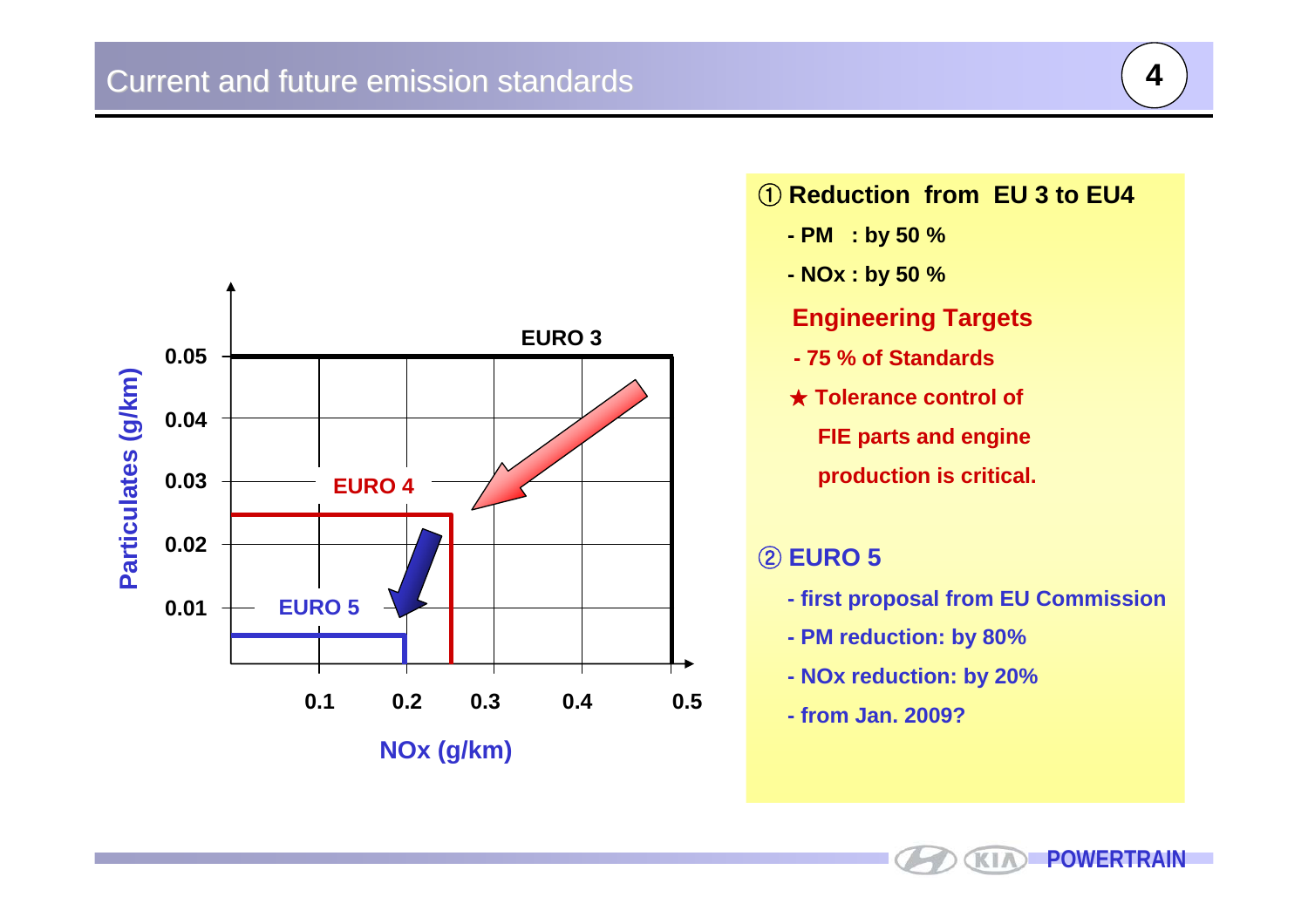# Current and future emission standards

EURO 3

EURO 4

EURO 5

Particulates (g/km)

0.05

0.04

0.03

0.02

0.01

0.1 0.2 0.3 0.4 0.5

NOx (g/km)

① **Reduction from EU 3 to EU4**

- **PM : by 50 %**
- **NOx : by 50 %**

**Engineering Targets**

- **75 % of Standards**

★ **Tolerance control of FIE parts and engine production is critical.**

② **EURO 5**

- **first proposal from EU Commission**
- **PM reduction: by 80%**
- **NOx reduction: by 20%**
- **from Jan. 2009?**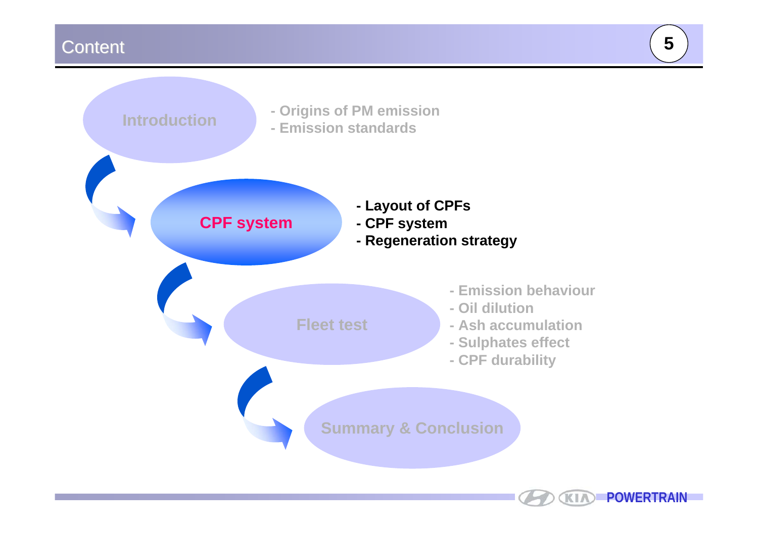# Content

**Introduction**
- Origins of PM emission
- Emission standards

**CPF system**
- **Layout of CPFs**
- **CPF system**
- **Regeneration strategy**

**Fleet test**
- Emission behaviour
- Oil dilution
- Ash accumulation
- Sulphates effect
- CPF durability

**Summary & Conclusion**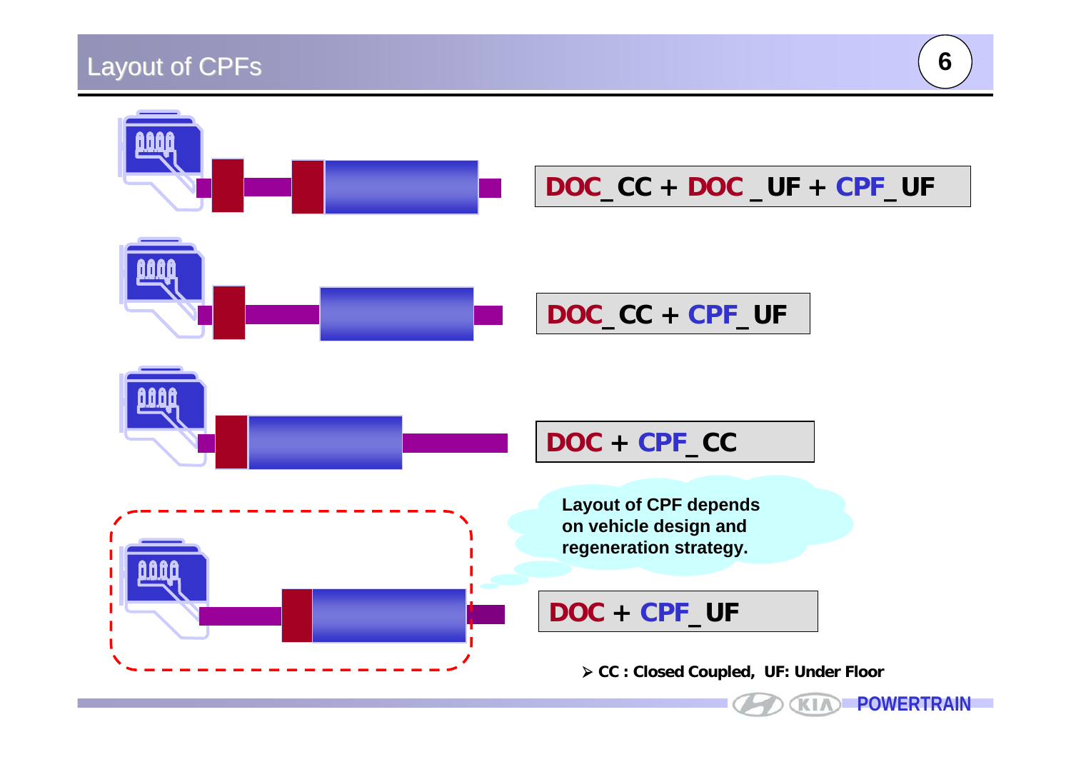# Layout of CPFs

DOC_CC + DOC _UF + CPF_ UF

DOC_CC + CPF_ UF

DOC + CPF_ CC

Layout of CPF depends on vehicle design and regeneration strategy.

DOC + CPF_ UF

- CC : Closed Coupled, UF: Under Floor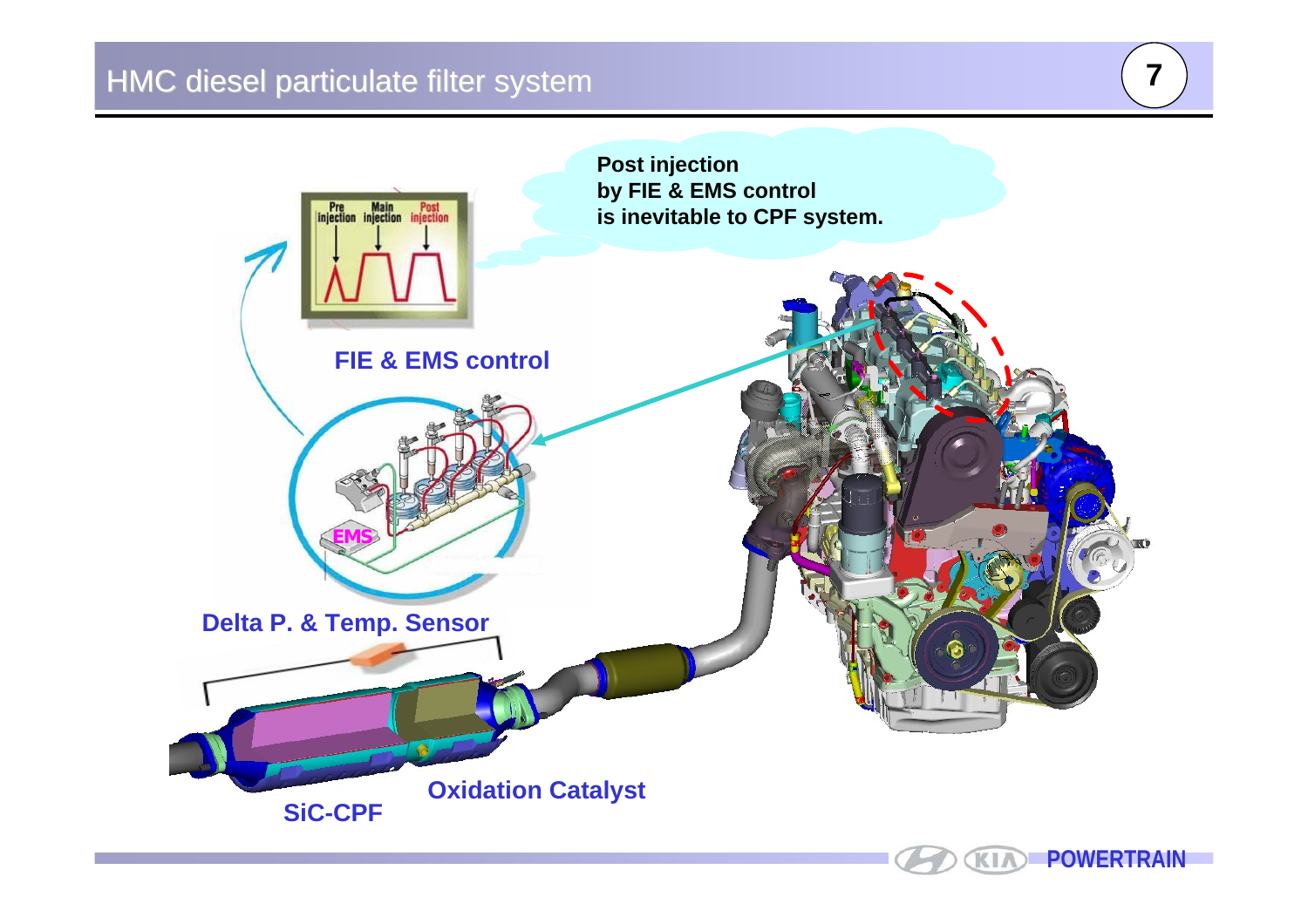# HMC diesel particulate filter system

Post injection
by FIE & EMS control
is inevitable to CPF system.

Pre injection | Main injection | Post injection

FIE & EMS control

EMS

Delta P. & Temp. Sensor

Oxidation Catalyst

SiC-CPF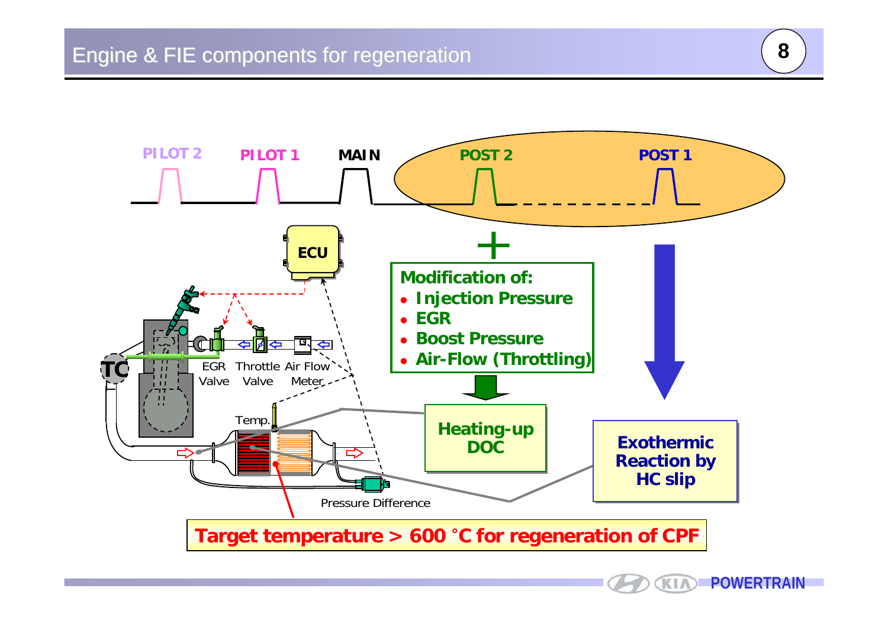# Engine & FIE components for regeneration

PILOT 2 &nbsp;&nbsp; PILOT 1 &nbsp;&nbsp; MAIN &nbsp;&nbsp; POST 2 &nbsp;&nbsp; POST 1

ECU

TC

EGR Valve &nbsp;&nbsp; Throttle Valve &nbsp;&nbsp; Air Flow Meter

Temp.

Pressure Difference

**+**

**Modification of:**

- **Injection Pressure**
- **EGR**
- **Boost Pressure**
- **Air-Flow (Throttling)**

**Heating-up DOC**

**Exothermic Reaction by HC slip**

**Target temperature > 600 °C for regeneration of CPF**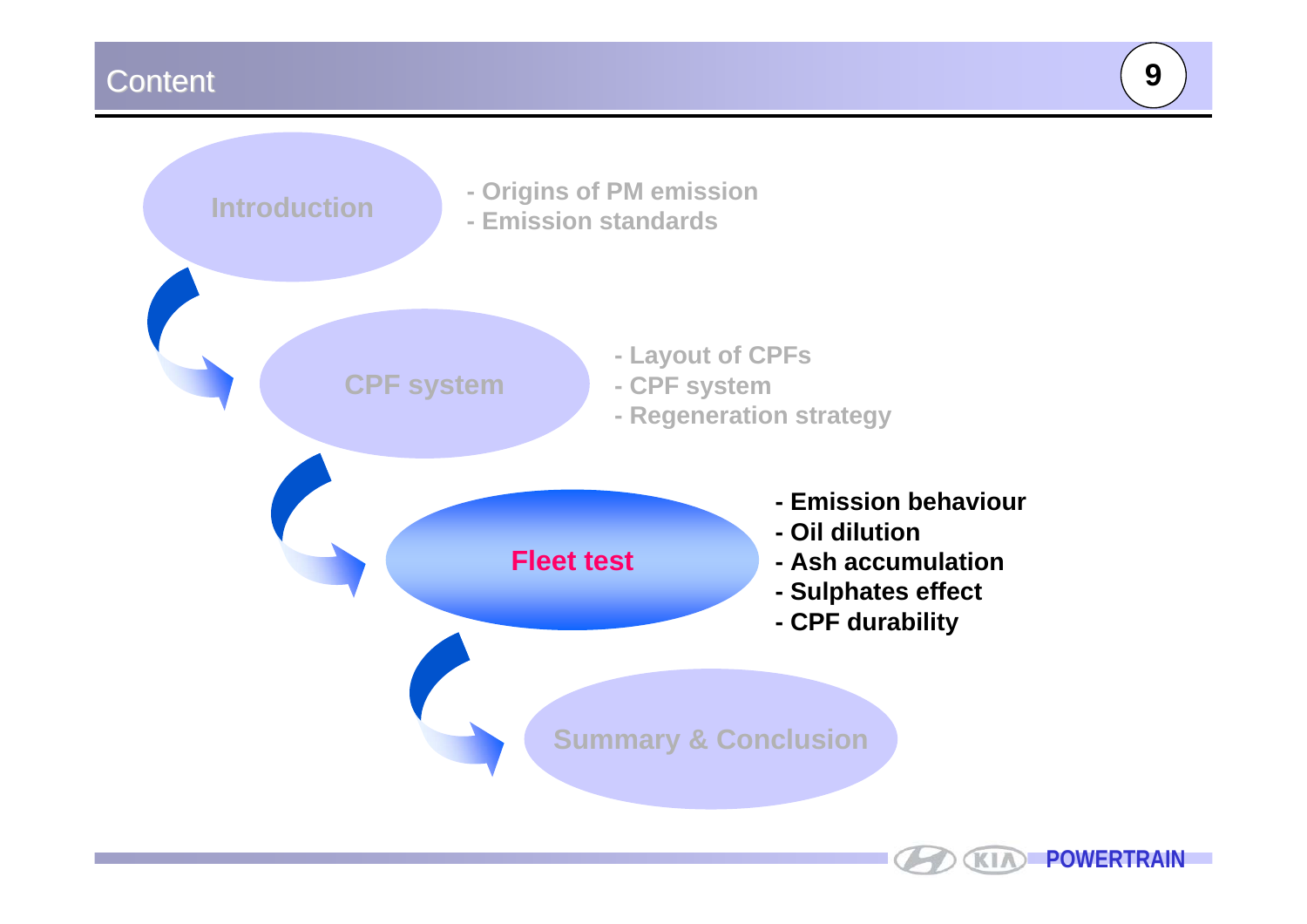# Content

**Introduction**

- Origins of PM emission
- Emission standards

**CPF system**

- Layout of CPFs
- CPF system
- Regeneration strategy

**Fleet test**

- **Emission behaviour**
- **Oil dilution**
- **Ash accumulation**
- **Sulphates effect**
- **CPF durability**

**Summary & Conclusion**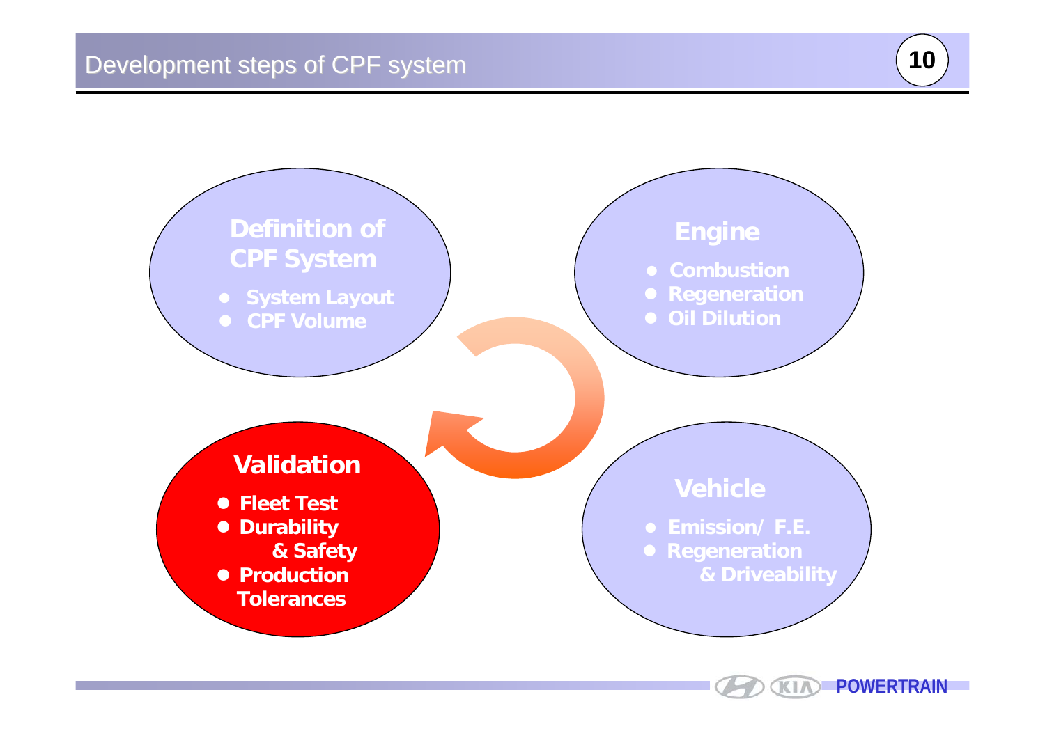# Development steps of CPF system

### Definition of CPF System

- System Layout
- CPF Volume

### Engine

- Combustion
- Regeneration
- Oil Dilution

### Vehicle

- Emission/ F.E.
- Regeneration & Driveability

### Validation

- Fleet Test
- Durability & Safety
- Production Tolerances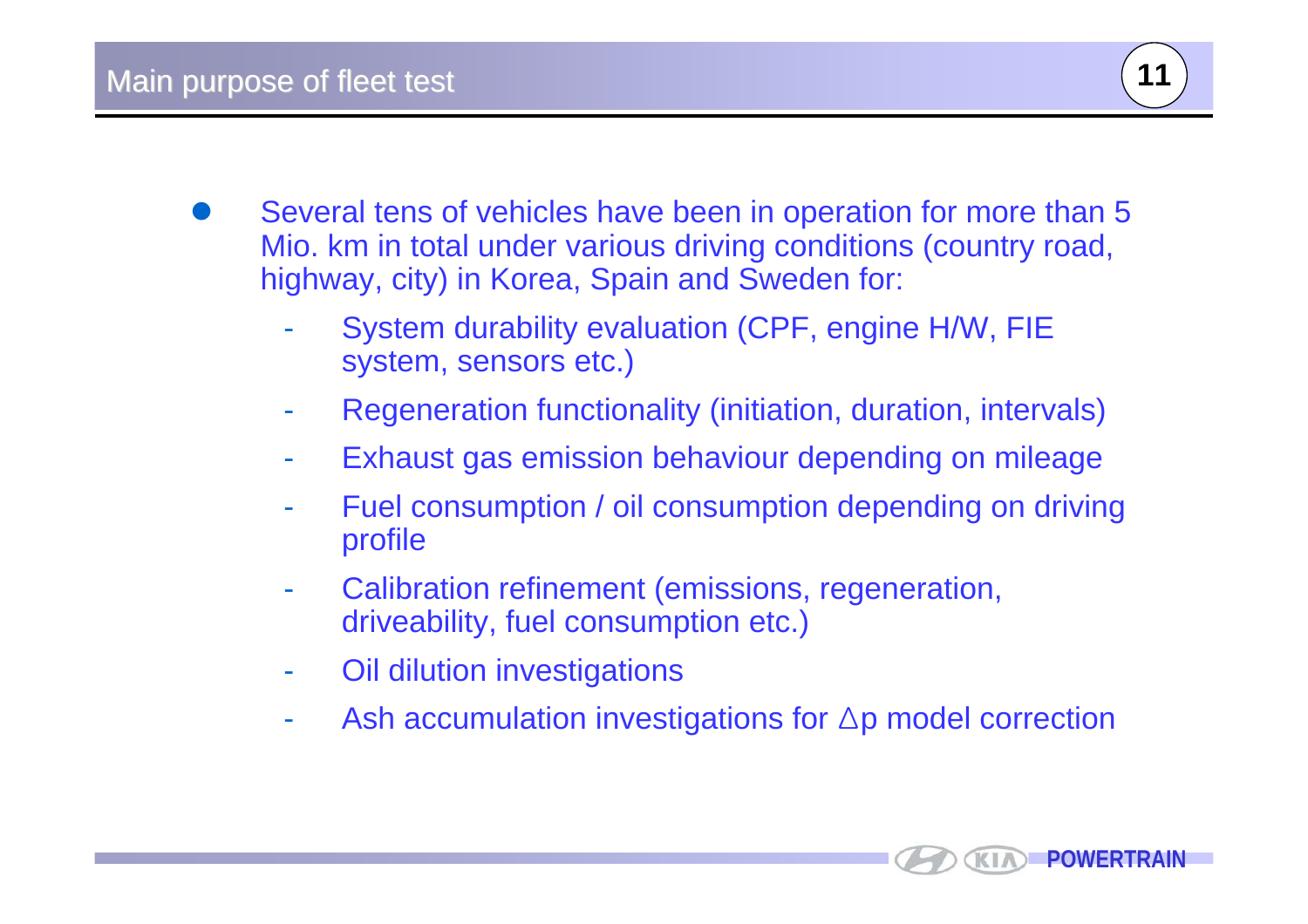# Main purpose of fleet test

- Several tens of vehicles have been in operation for more than 5 Mio. km in total under various driving conditions (country road, highway, city) in Korea, Spain and Sweden for:
  - System durability evaluation (CPF, engine H/W, FIE system, sensors etc.)
  - Regeneration functionality (initiation, duration, intervals)
  - Exhaust gas emission behaviour depending on mileage
  - Fuel consumption / oil consumption depending on driving profile
  - Calibration refinement (emissions, regeneration, driveability, fuel consumption etc.)
  - Oil dilution investigations
  - Ash accumulation investigations for $\Delta p$ model correction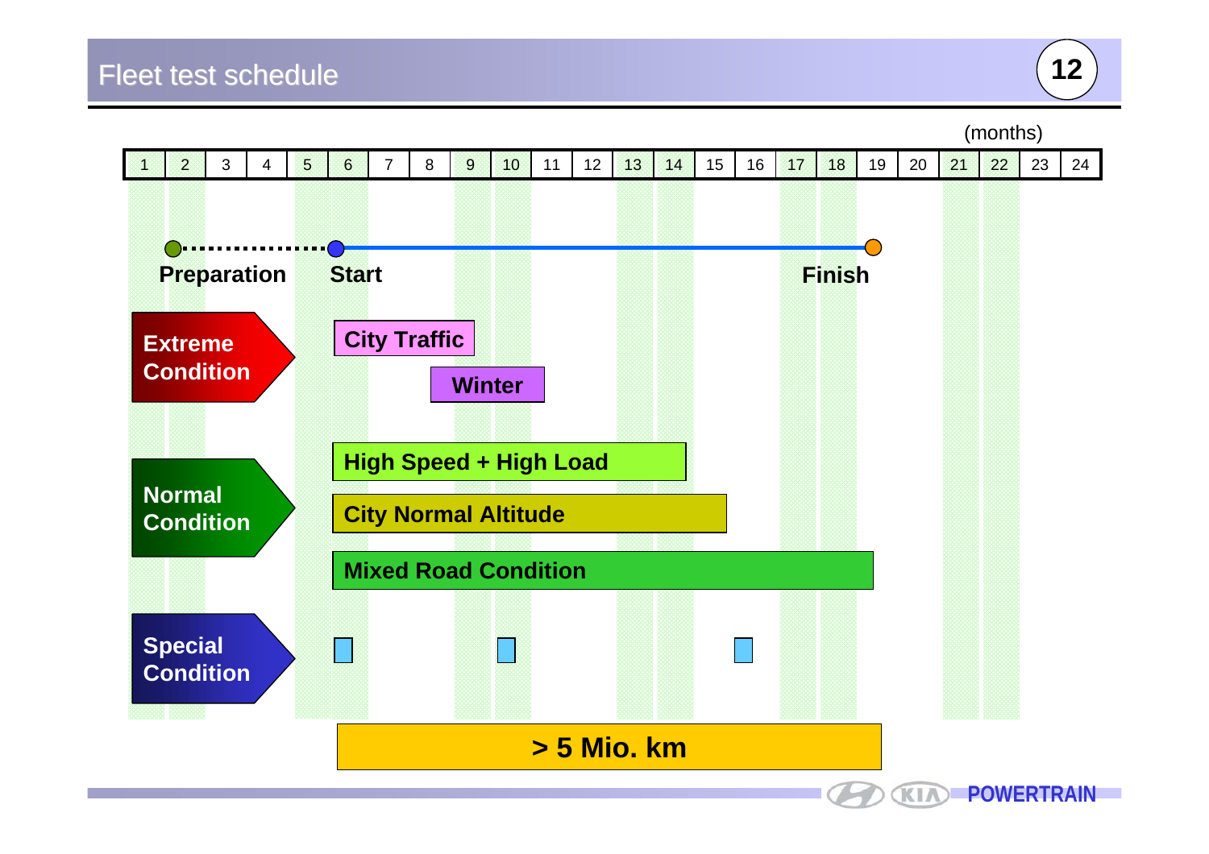# Fleet test schedule

(months)

| 1 | 2 | 3 | 4 | 5 | 6 | 7 | 8 | 9 | 10 | 11 | 12 | 13 | 14 | 15 | 16 | 17 | 18 | 19 | 20 | 21 | 22 | 23 | 24 |
|---|---|---|---|---|---|---|---|---|---|---|---|---|---|---|---|---|---|---|---|---|---|---|---|

Preparation — Start — Finish

**Extreme Condition**
- City Traffic
- Winter

**Normal Condition**
- High Speed + High Load
- City Normal Altitude
- Mixed Road Condition

**Special Condition**

**> 5 Mio. km**

POWERTRAIN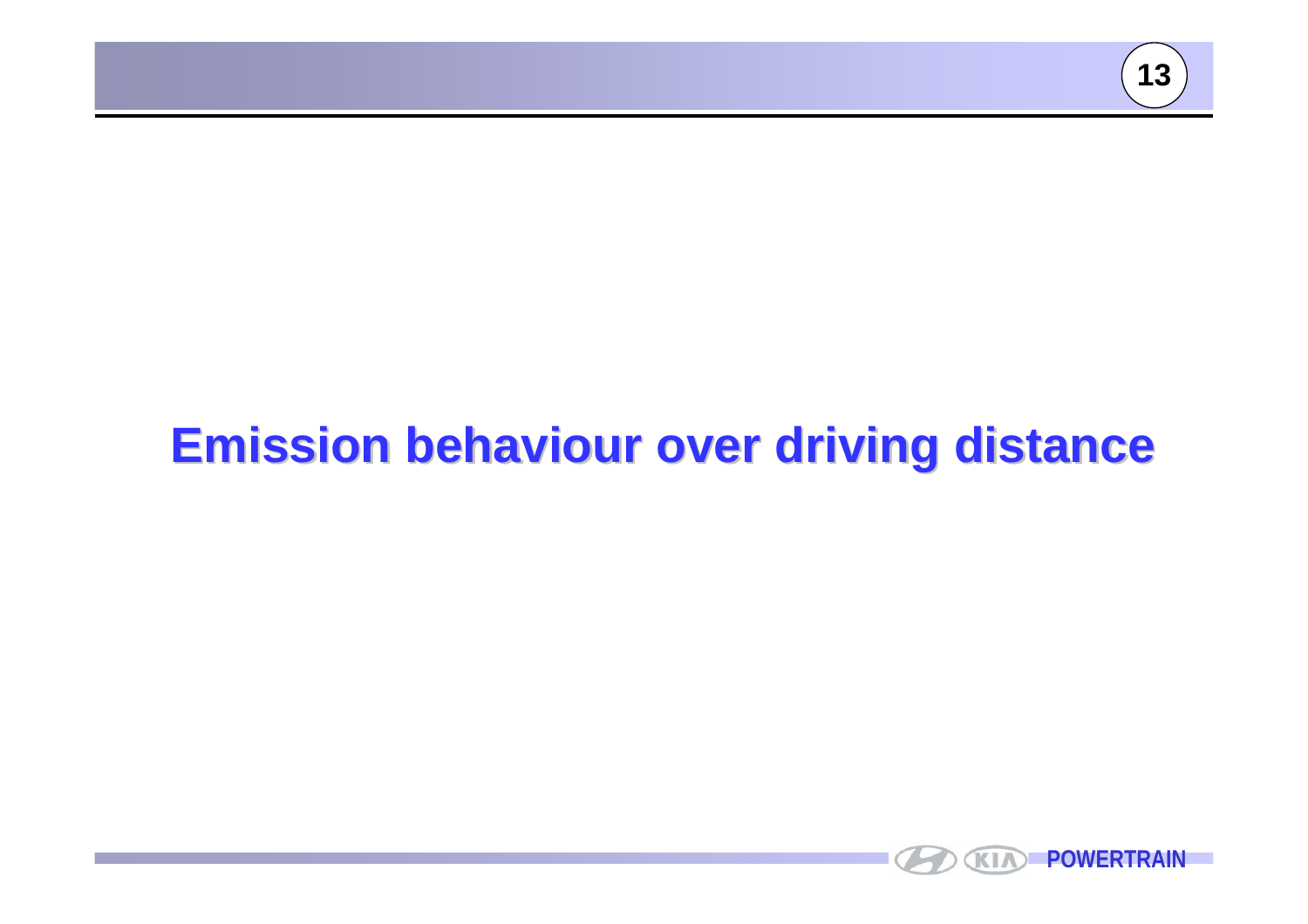# Emission behaviour over driving distance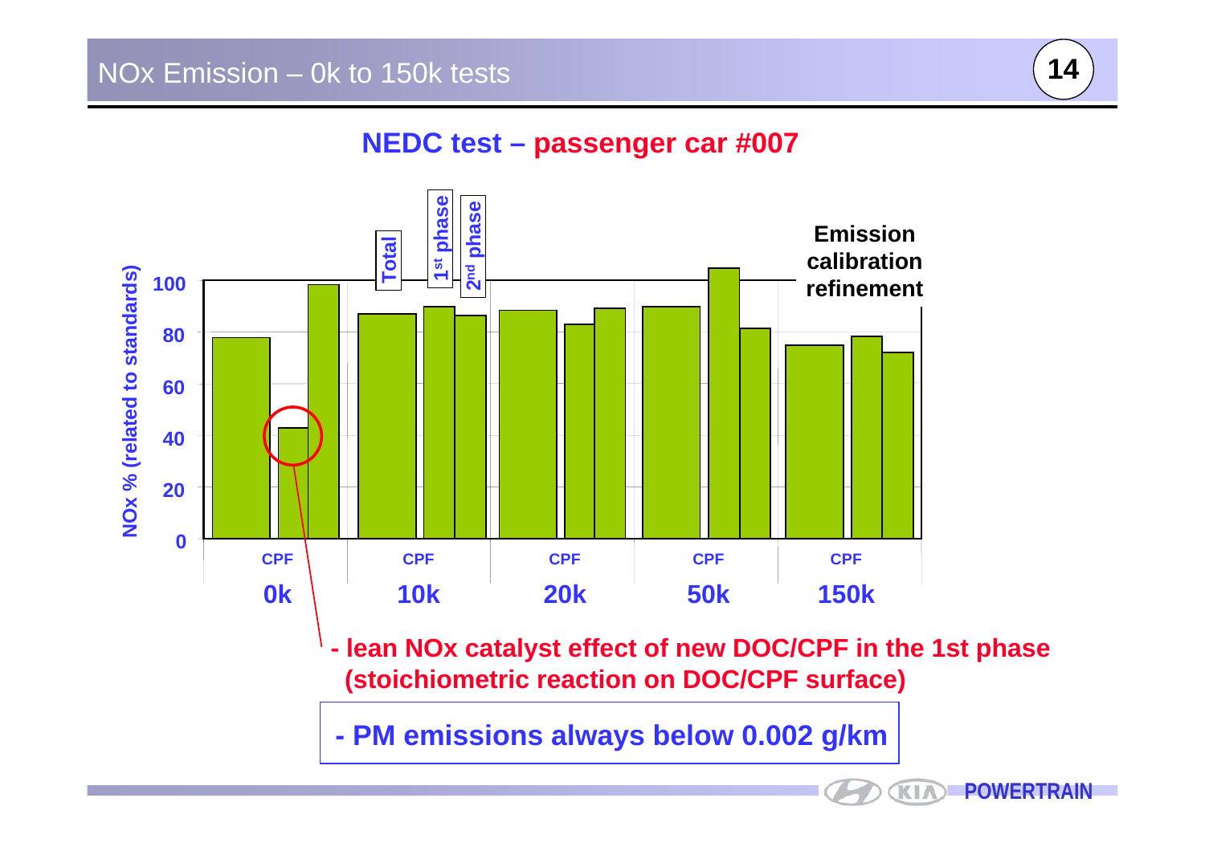# NOx Emission – 0k to 150k tests

## NEDC test – passenger car #007

NOx % (related to standards)

| | Total | 1st phase | 2nd phase |
|---|---|---|---|
| 0k CPF | ~78 | ~43 | ~98 |
| 10k CPF | ~87 | ~90 | ~87 |
| 20k CPF | ~89 | ~83 | ~89 |
| 50k CPF | ~90 | ~105 | ~82 |
| 150k CPF | ~75 | ~79 | ~72 |

Emission calibration refinement

- lean NOx catalyst effect of new DOC/CPF in the 1st phase (stoichiometric reaction on DOC/CPF surface)

- PM emissions always below 0.002 g/km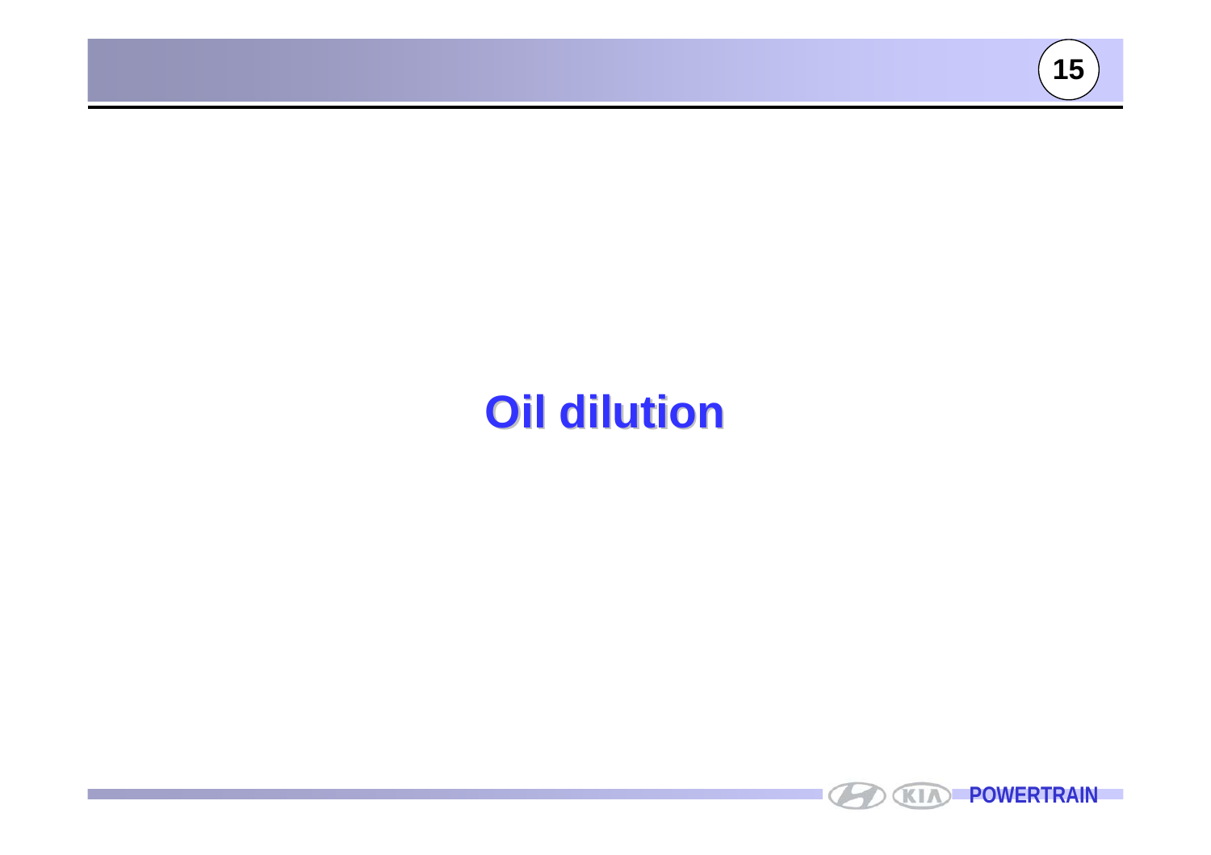# Oil dilution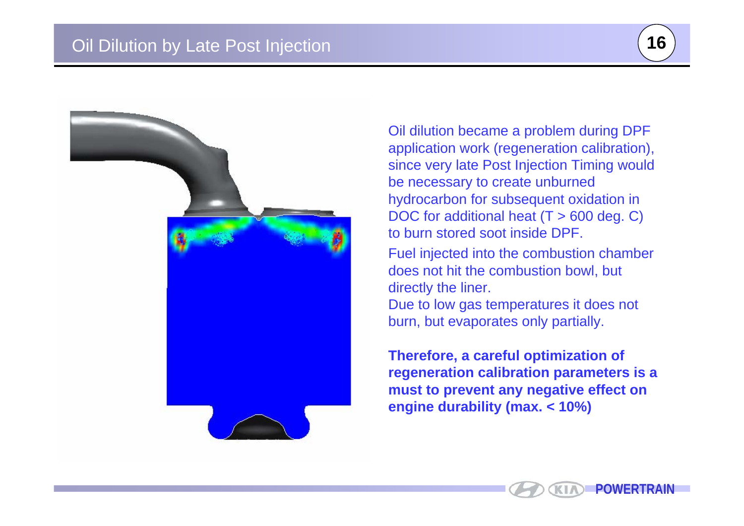# Oil Dilution by Late Post Injection

Oil dilution became a problem during DPF application work (regeneration calibration), since very late Post Injection Timing would be necessary to create unburned hydrocarbon for subsequent oxidation in DOC for additional heat (T > 600 deg. C) to burn stored soot inside DPF.

Fuel injected into the combustion chamber does not hit the combustion bowl, but directly the liner.
Due to low gas temperatures it does not burn, but evaporates only partially.

**Therefore, a careful optimization of regeneration calibration parameters is a must to prevent any negative effect on engine durability (max. < 10%)**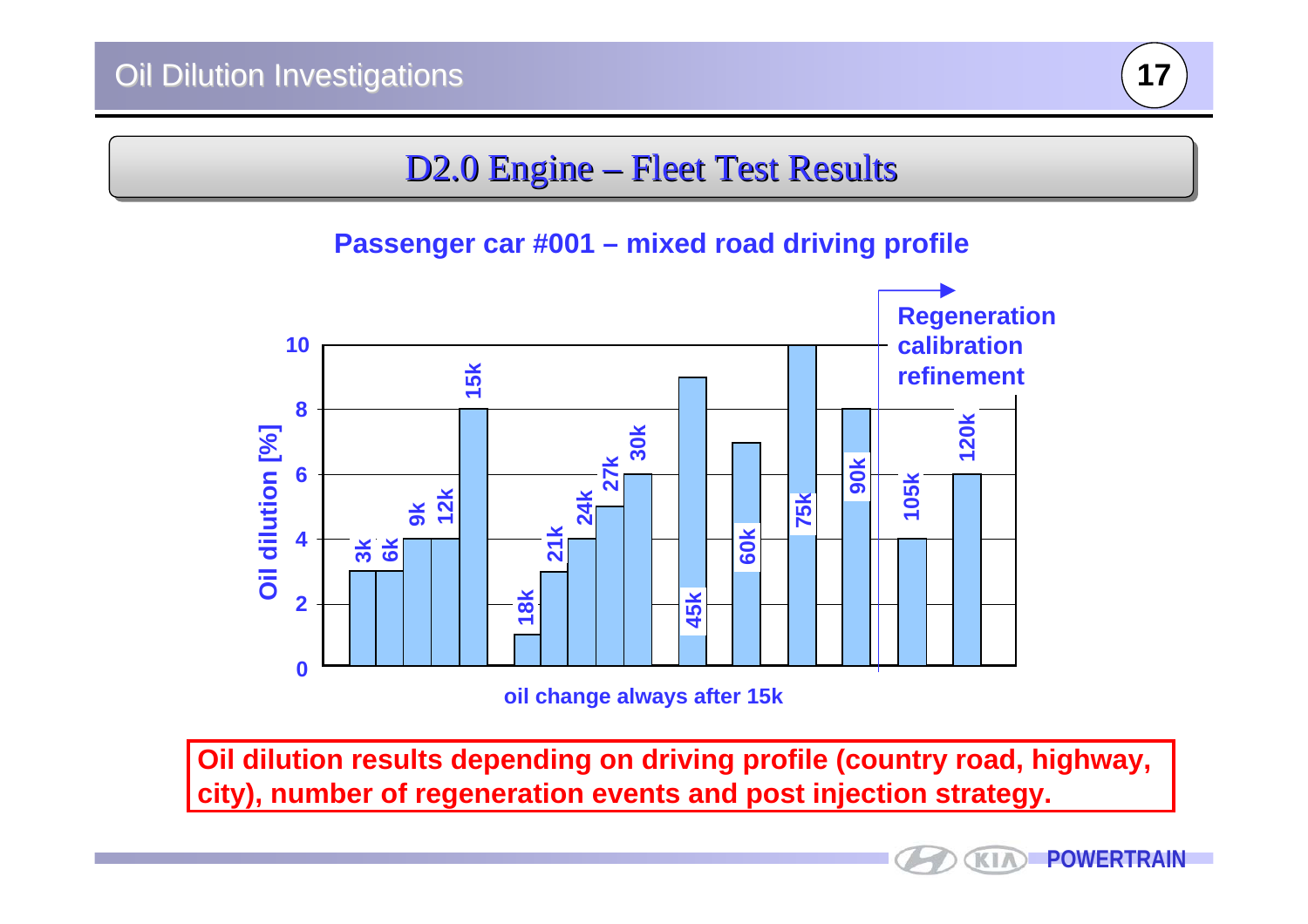# Oil Dilution Investigations

## D2.0 Engine – Fleet Test Results

**Passenger car #001 – mixed road driving profile**

Oil dilution [%]

| Mileage | Oil dilution [%] |
|---|---|
| 3k | 3 |
| 6k | 3 |
| 9k | 4 |
| 12k | 4 |
| 15k | 8 |
| 18k | 1 |
| 21k | 3 |
| 24k | 4 |
| 27k | 5 |
| 30k | 6 |
| 45k | 9 |
| 60k | 7 |
| 75k | 10 |
| 90k | 8 |
| 105k | 4 |
| 120k | 6 |

Regeneration calibration refinement →

oil change always after 15k

**Oil dilution results depending on driving profile (country road, highway, city), number of regeneration events and post injection strategy.**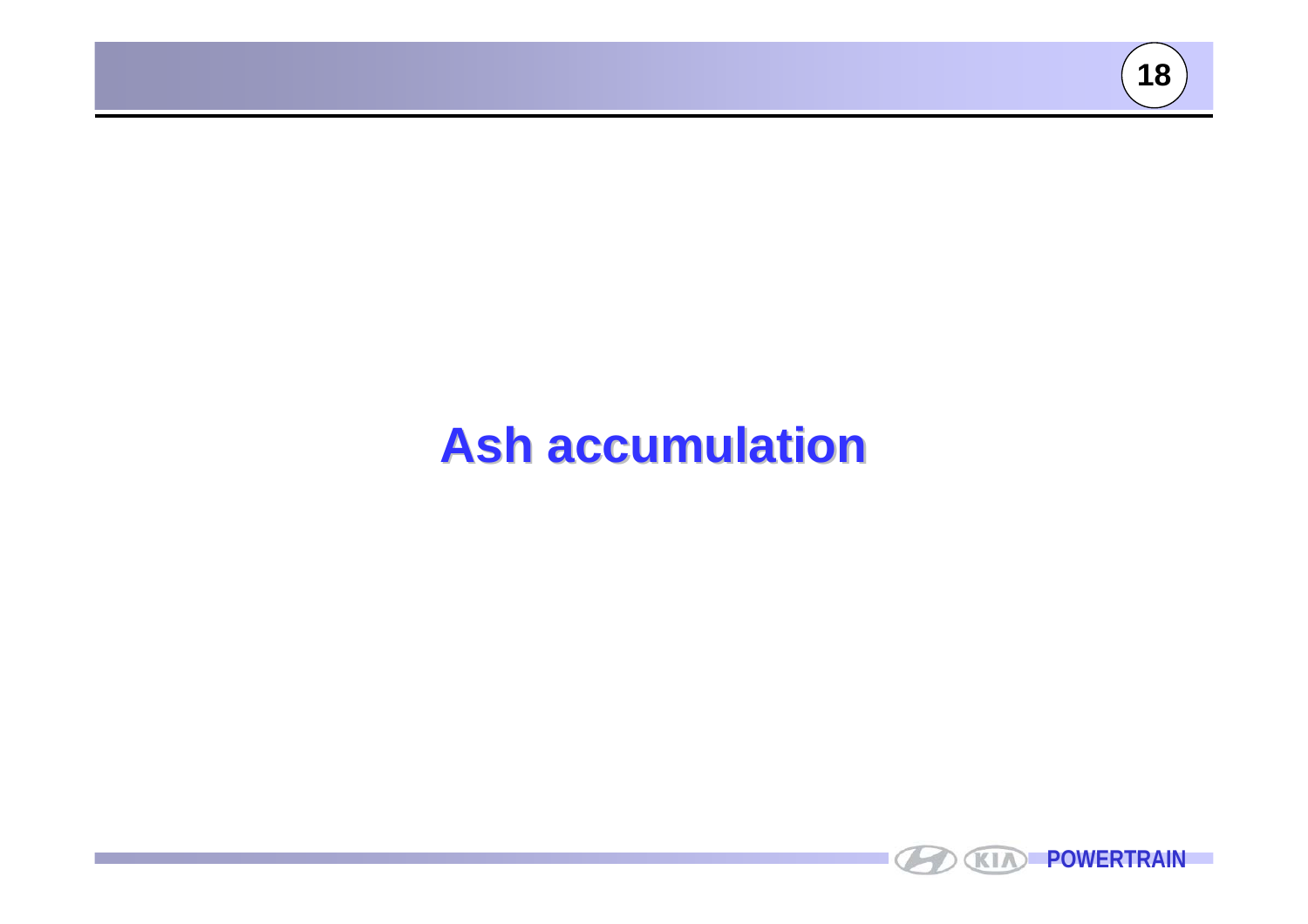# Ash accumulation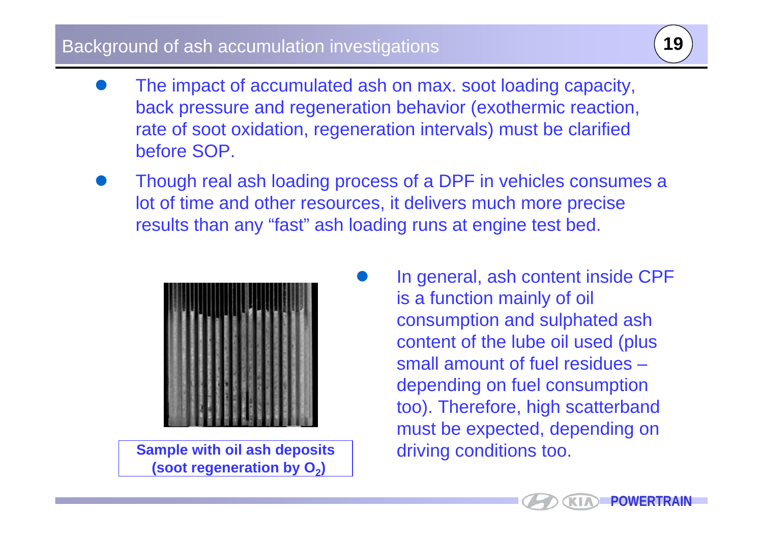# Background of ash accumulation investigations

- The impact of accumulated ash on max. soot loading capacity, back pressure and regeneration behavior (exothermic reaction, rate of soot oxidation, regeneration intervals) must be clarified before SOP.
- Though real ash loading process of a DPF in vehicles consumes a lot of time and other resources, it delivers much more precise results than any "fast" ash loading runs at engine test bed.

**Sample with oil ash deposits (soot regeneration by $O_2$)**

- In general, ash content inside CPF is a function mainly of oil consumption and sulphated ash content of the lube oil used (plus small amount of fuel residues – depending on fuel consumption too). Therefore, high scatterband must be expected, depending on driving conditions too.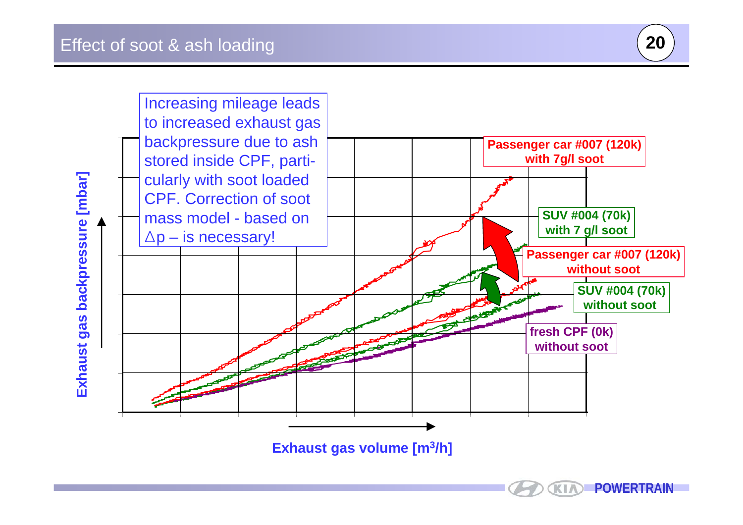# Effect of soot & ash loading

Increasing mileage leads to increased exhaust gas backpressure due to ash stored inside CPF, particularly with soot loaded CPF. Correction of soot mass model - based on $\Delta p$ – is necessary!

Passenger car #007 (120k) with 7g/l soot

SUV #004 (70k) with 7 g/l soot

Passenger car #007 (120k) without soot

SUV #004 (70k) without soot

fresh CPF (0k) without soot

Exhaust gas backpressure [mbar]

Exhaust gas volume [$m^3$/h]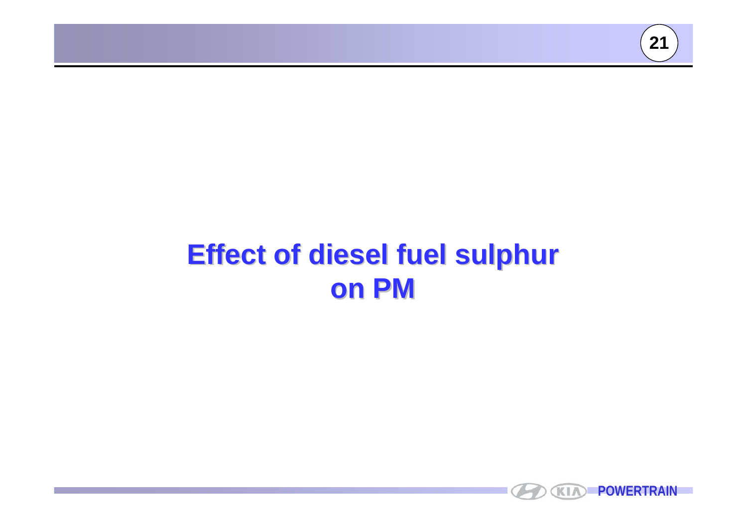# Effect of diesel fuel sulphur on PM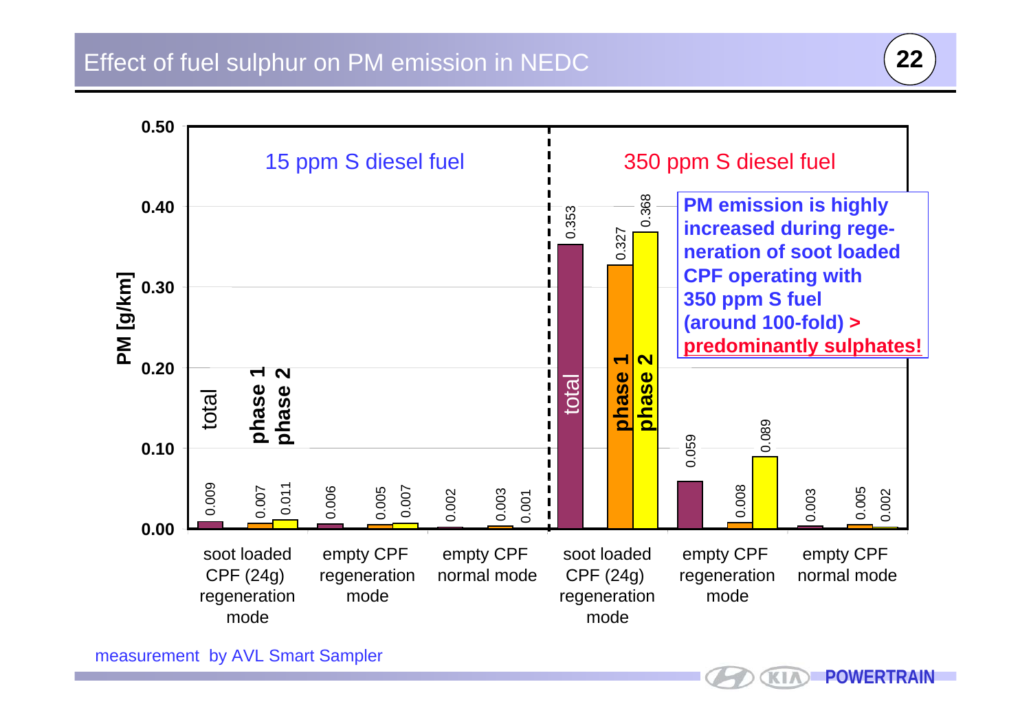# Effect of fuel sulphur on PM emission in NEDC

PM [g/km]

| Fuel | Mode | total | phase 1 | phase 2 |
|---|---|---|---|---|
| 15 ppm S diesel fuel | soot loaded CPF (24g) regeneration mode | 0.009 | 0.007 | 0.011 |
| 15 ppm S diesel fuel | empty CPF regeneration mode | 0.006 | 0.005 | 0.007 |
| 15 ppm S diesel fuel | empty CPF normal mode | 0.002 | 0.003 | 0.001 |
| 350 ppm S diesel fuel | soot loaded CPF (24g) regeneration mode | 0.353 | 0.327 | 0.368 |
| 350 ppm S diesel fuel | empty CPF regeneration mode | 0.059 | 0.008 | 0.089 |
| 350 ppm S diesel fuel | empty CPF normal mode | 0.003 | 0.005 | 0.002 |

**PM emission is highly increased during regeneration of soot loaded CPF operating with 350 ppm S fuel (around 100-fold) > predominantly sulphates!**

measurement by AVL Smart Sampler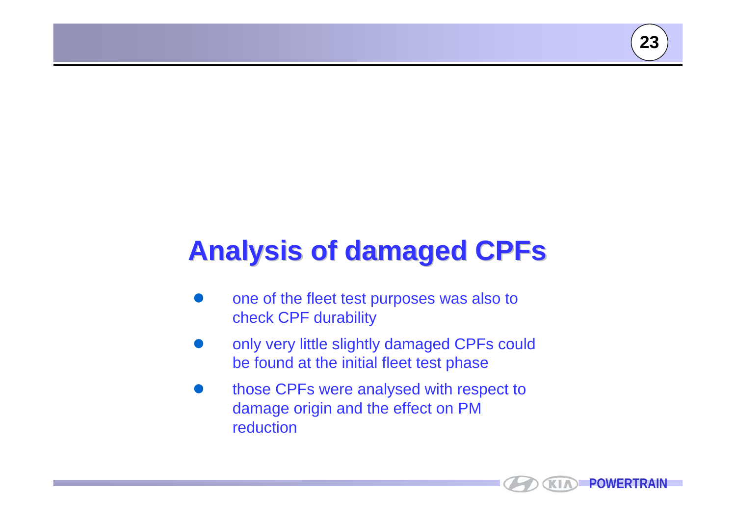# Analysis of damaged CPFs

- one of the fleet test purposes was also to check CPF durability
- only very little slightly damaged CPFs could be found at the initial fleet test phase
- those CPFs were analysed with respect to damage origin and the effect on PM reduction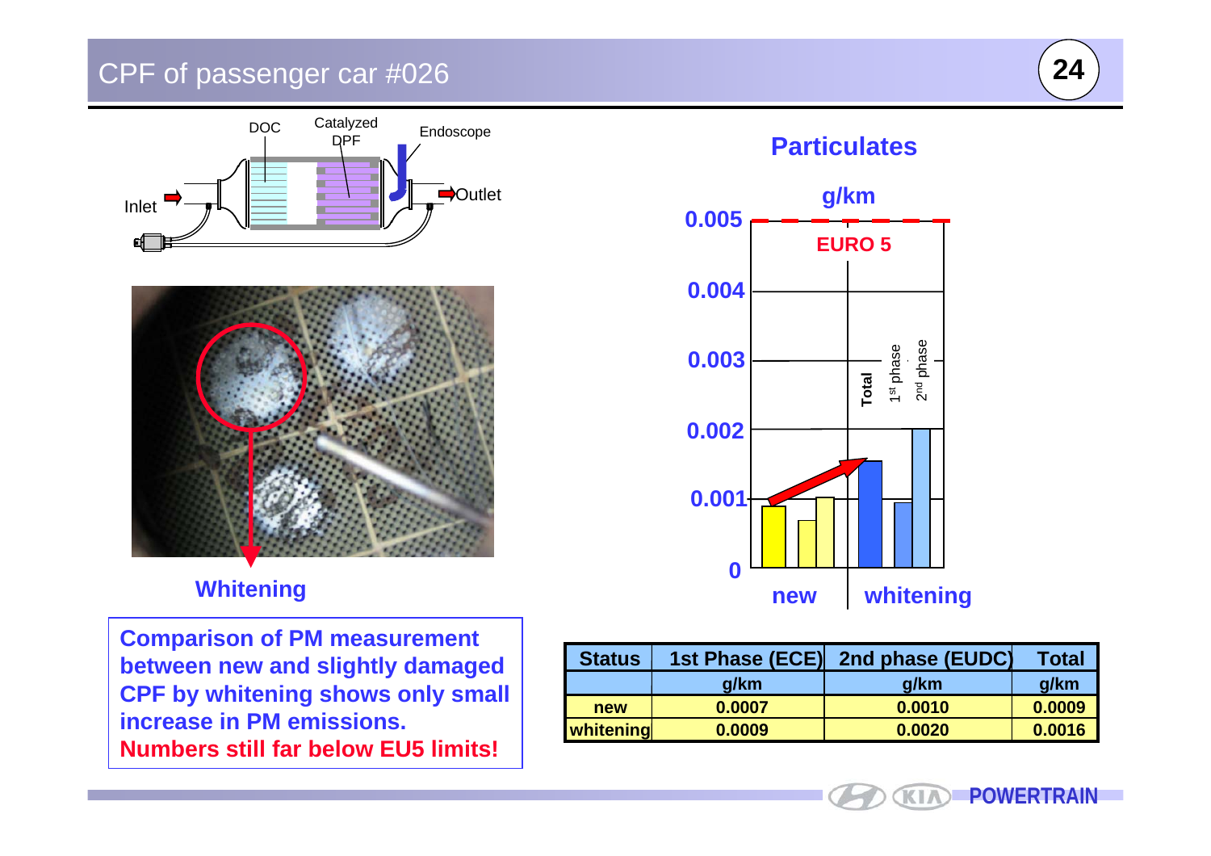# CPF of passenger car #026

DOC | Catalyzed DPF | Endoscope

Inlet | Outlet

Whitening

## Particulates

g/km

EURO 5

0.005, 0.004, 0.003, 0.002, 0.001, 0

Total | 1st phase | 2nd phase

new | whitening

**Comparison of PM measurement between new and slightly damaged CPF by whitening shows only small increase in PM emissions.**
**Numbers still far below EU5 limits!**

| Status | 1st Phase (ECE) | 2nd phase (EUDC) | Total |
|---|---|---|---|
| | g/km | g/km | g/km |
| new | 0.0007 | 0.0010 | 0.0009 |
| whitening | 0.0009 | 0.0020 | 0.0016 |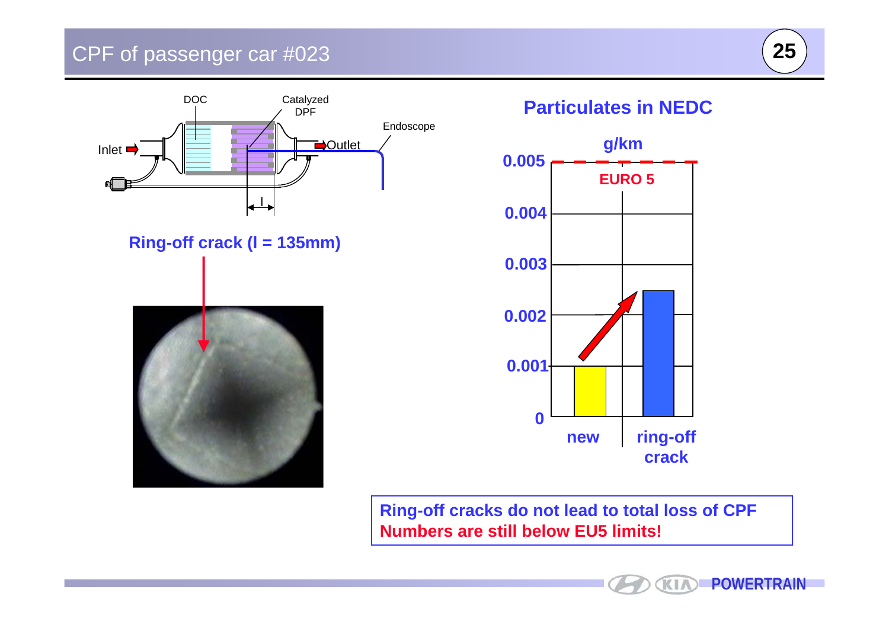# CPF of passenger car #023

DOC

Catalyzed DPF

Inlet

Outlet

Endoscope

**Ring-off crack (l = 135mm)**

## Particulates in NEDC

g/km

EURO 5

| | g/km |
|---|---|
| new | 0.001 |
| ring-off crack | 0.0025 |

**Ring-off cracks do not lead to total loss of CPF**
**Numbers are still below EU5 limits!**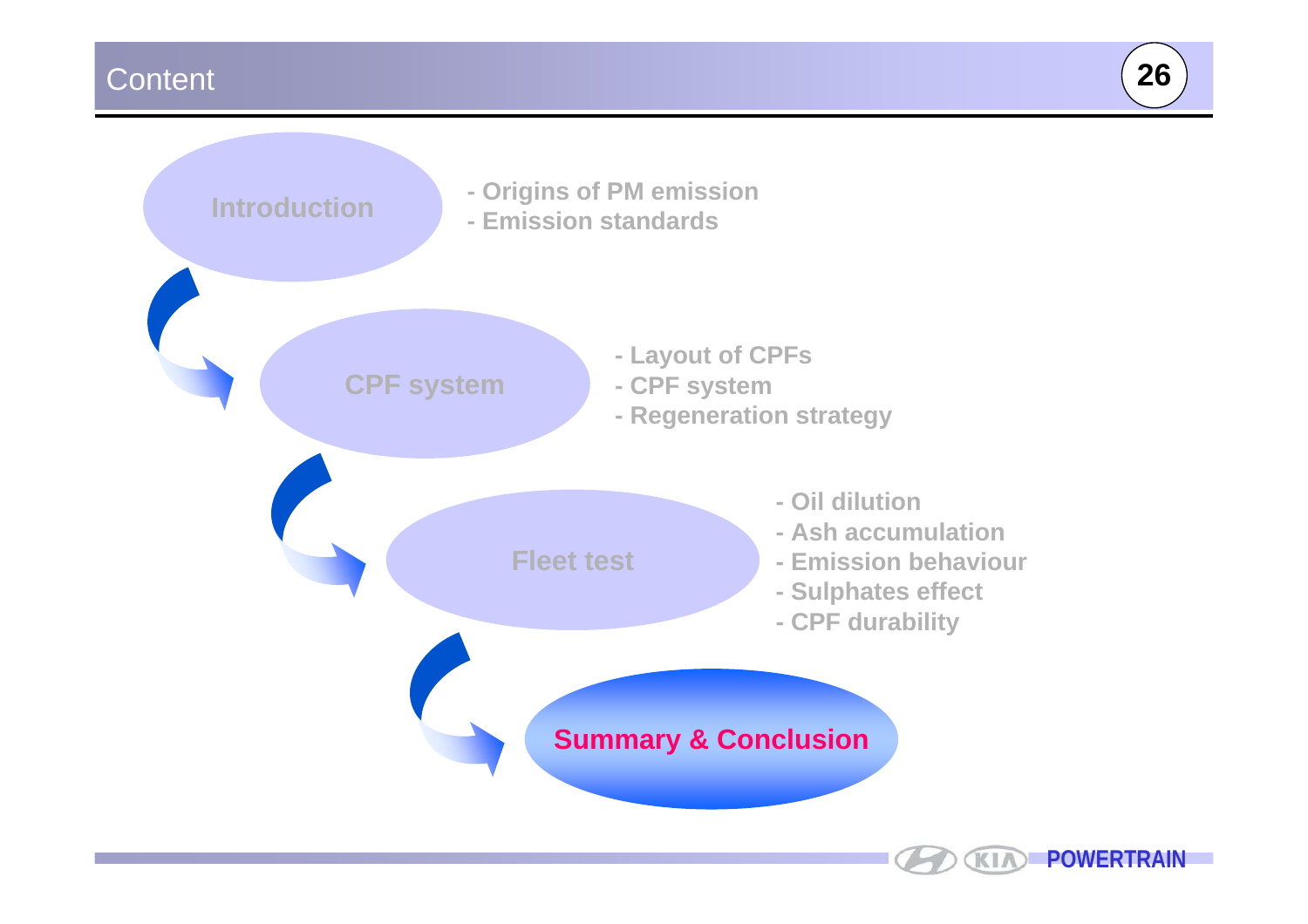# Content

**Introduction**

- **Origins of PM emission**
- **Emission standards**

**CPF system**

- **Layout of CPFs**
- **CPF system**
- **Regeneration strategy**

**Fleet test**

- **Oil dilution**
- **Ash accumulation**
- **Emission behaviour**
- **Sulphates effect**
- **CPF durability**

**Summary & Conclusion**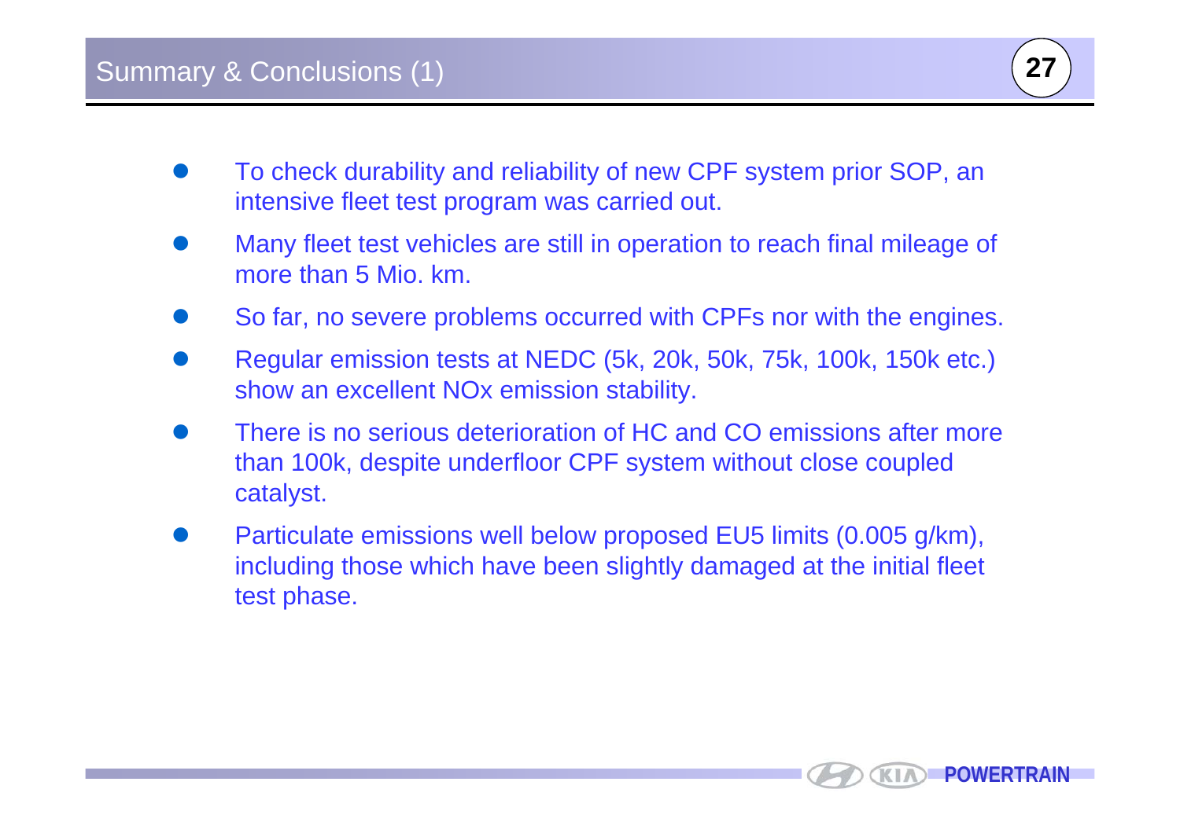# Summary & Conclusions (1)

- To check durability and reliability of new CPF system prior SOP, an intensive fleet test program was carried out.
- Many fleet test vehicles are still in operation to reach final mileage of more than 5 Mio. km.
- So far, no severe problems occurred with CPFs nor with the engines.
- Regular emission tests at NEDC (5k, 20k, 50k, 75k, 100k, 150k etc.) show an excellent NOx emission stability.
- There is no serious deterioration of HC and CO emissions after more than 100k, despite underfloor CPF system without close coupled catalyst.
- Particulate emissions well below proposed EU5 limits (0.005 g/km), including those which have been slightly damaged at the initial fleet test phase.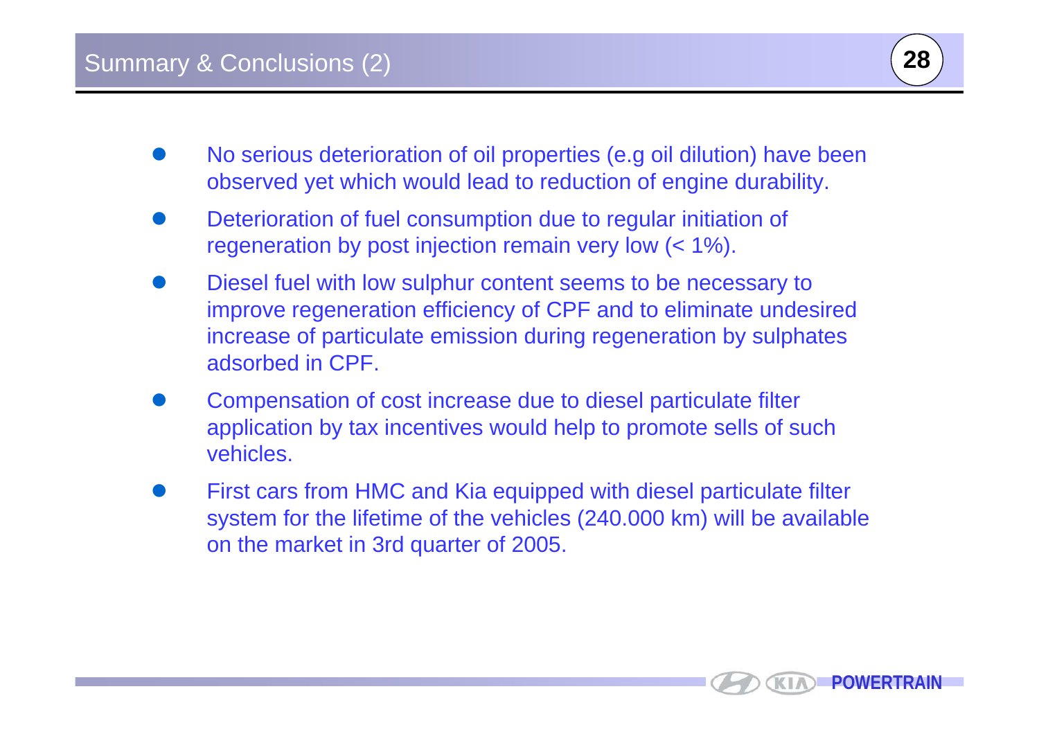# Summary & Conclusions (2)

- No serious deterioration of oil properties (e.g oil dilution) have been observed yet which would lead to reduction of engine durability.
- Deterioration of fuel consumption due to regular initiation of regeneration by post injection remain very low (< 1%).
- Diesel fuel with low sulphur content seems to be necessary to improve regeneration efficiency of CPF and to eliminate undesired increase of particulate emission during regeneration by sulphates adsorbed in CPF.
- Compensation of cost increase due to diesel particulate filter application by tax incentives would help to promote sells of such vehicles.
- First cars from HMC and Kia equipped with diesel particulate filter system for the lifetime of the vehicles (240.000 km) will be available on the market in 3rd quarter of 2005.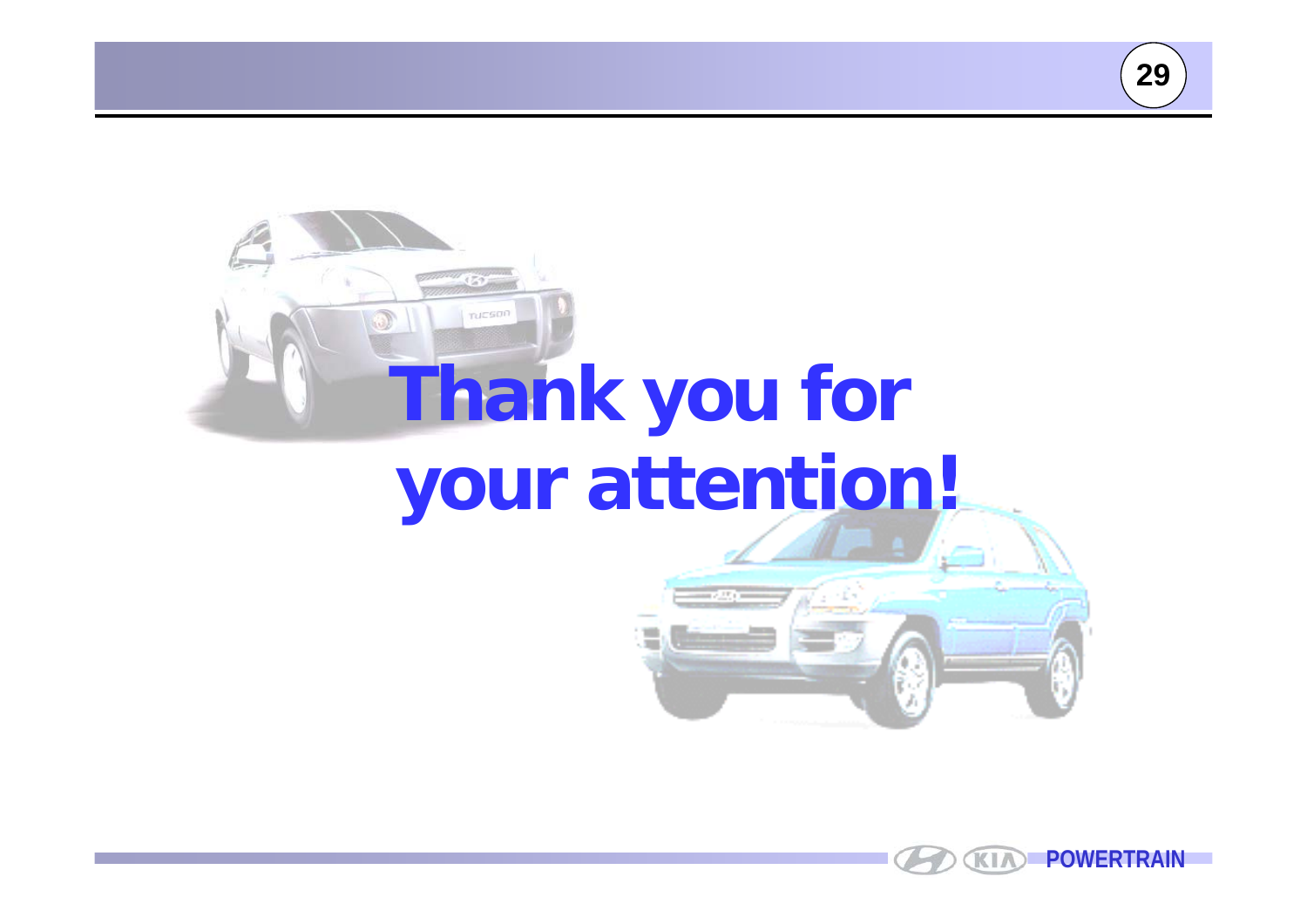# Thank you for your attention!